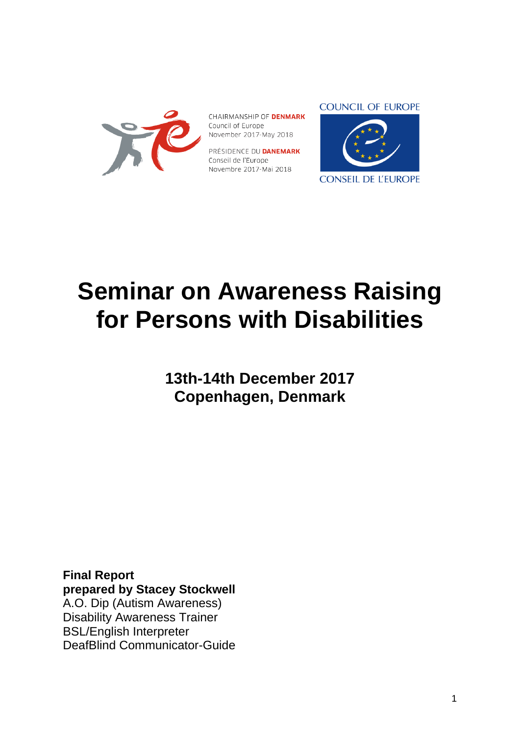CHAIRMANSHIP OF **DENMARK**
Council of Europe
November 2017-May 2018

PRÉSIDENCE DU **DANEMARK**
Conseil de l'Europe
Novembre 2017-Mai 2018

COUNCIL OF EUROPE
CONSEIL DE L'EUROPE

# Seminar on Awareness Raising for Persons with Disabilities

## 13th-14th December 2017
## Copenhagen, Denmark

**Final Report**
**prepared by Stacey Stockwell**
A.O. Dip (Autism Awareness)
Disability Awareness Trainer
BSL/English Interpreter
DeafBlind Communicator-Guide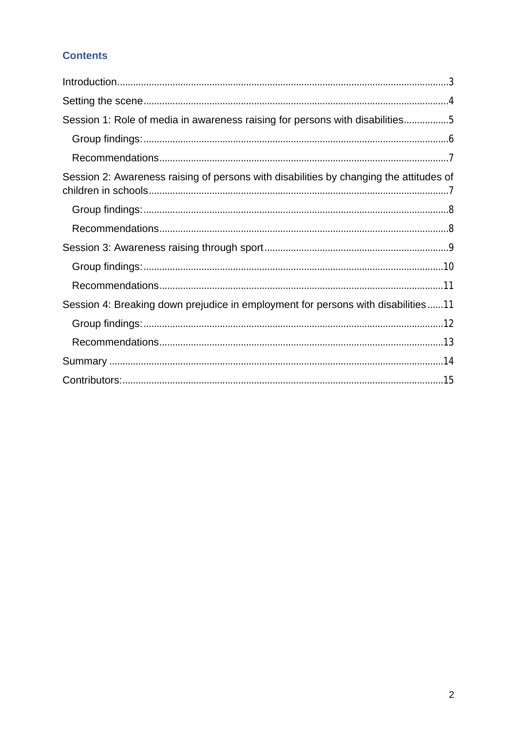## Contents

Introduction....3

Setting the scene....4

Session 1: Role of media in awareness raising for persons with disabilities....5

- Group findings:....6
- Recommendations....7

Session 2: Awareness raising of persons with disabilities by changing the attitudes of children in schools....7

- Group findings:....8
- Recommendations....8

Session 3: Awareness raising through sport....9

- Group findings:....10
- Recommendations....11

Session 4: Breaking down prejudice in employment for persons with disabilities....11

- Group findings:....12
- Recommendations....13

Summary....14

Contributors:....15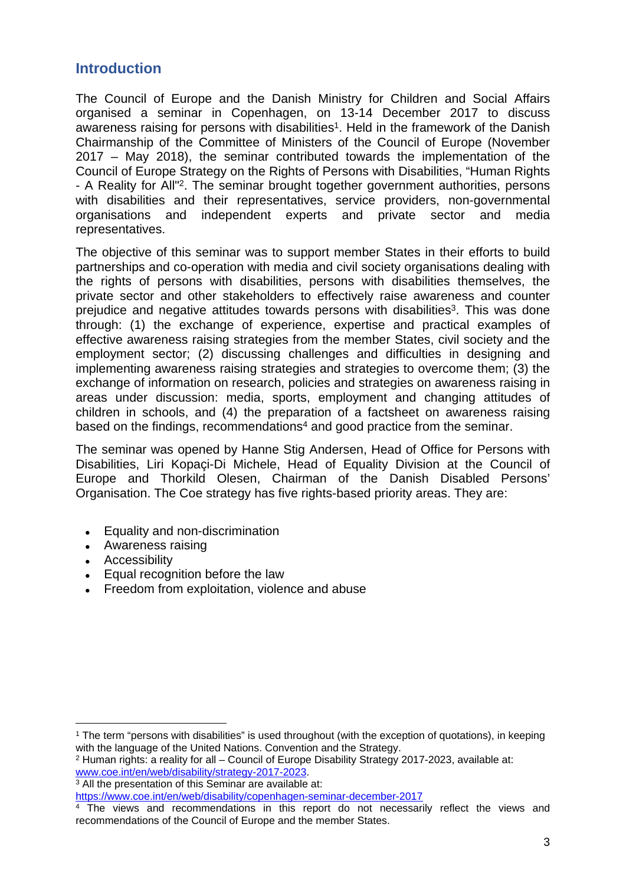## Introduction

The Council of Europe and the Danish Ministry for Children and Social Affairs organised a seminar in Copenhagen, on 13-14 December 2017 to discuss awareness raising for persons with disabilities[1]. Held in the framework of the Danish Chairmanship of the Committee of Ministers of the Council of Europe (November 2017 – May 2018), the seminar contributed towards the implementation of the Council of Europe Strategy on the Rights of Persons with Disabilities, "Human Rights - A Reality for All"[2]. The seminar brought together government authorities, persons with disabilities and their representatives, service providers, non-governmental organisations and independent experts and private sector and media representatives.

The objective of this seminar was to support member States in their efforts to build partnerships and co-operation with media and civil society organisations dealing with the rights of persons with disabilities, persons with disabilities themselves, the private sector and other stakeholders to effectively raise awareness and counter prejudice and negative attitudes towards persons with disabilities[3]. This was done through: (1) the exchange of experience, expertise and practical examples of effective awareness raising strategies from the member States, civil society and the employment sector; (2) discussing challenges and difficulties in designing and implementing awareness raising strategies and strategies to overcome them; (3) the exchange of information on research, policies and strategies on awareness raising in areas under discussion: media, sports, employment and changing attitudes of children in schools, and (4) the preparation of a factsheet on awareness raising based on the findings, recommendations[4] and good practice from the seminar.

The seminar was opened by Hanne Stig Andersen, Head of Office for Persons with Disabilities, Liri Kopaçi-Di Michele, Head of Equality Division at the Council of Europe and Thorkild Olesen, Chairman of the Danish Disabled Persons' Organisation. The Coe strategy has five rights-based priority areas. They are:

- Equality and non-discrimination
- Awareness raising
- Accessibility
- Equal recognition before the law
- Freedom from exploitation, violence and abuse

---

[1] The term "persons with disabilities" is used throughout (with the exception of quotations), in keeping with the language of the United Nations. Convention and the Strategy.

[2] Human rights: a reality for all – Council of Europe Disability Strategy 2017-2023, available at: www.coe.int/en/web/disability/strategy-2017-2023.

[3] All the presentation of this Seminar are available at: https://www.coe.int/en/web/disability/copenhagen-seminar-december-2017

[4] The views and recommendations in this report do not necessarily reflect the views and recommendations of the Council of Europe and the member States.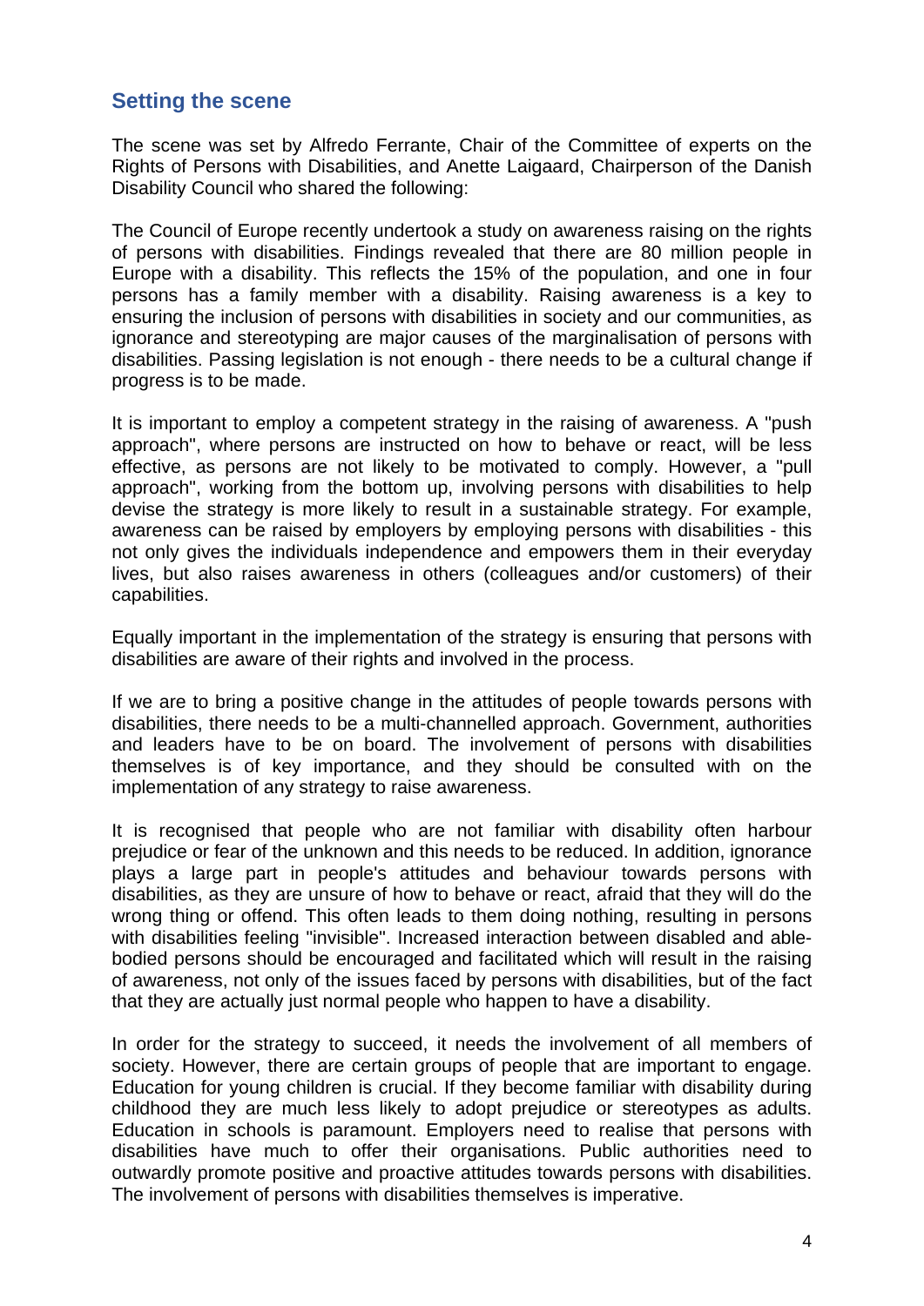## Setting the scene

The scene was set by Alfredo Ferrante, Chair of the Committee of experts on the Rights of Persons with Disabilities, and Anette Laigaard, Chairperson of the Danish Disability Council who shared the following:

The Council of Europe recently undertook a study on awareness raising on the rights of persons with disabilities. Findings revealed that there are 80 million people in Europe with a disability. This reflects the 15% of the population, and one in four persons has a family member with a disability. Raising awareness is a key to ensuring the inclusion of persons with disabilities in society and our communities, as ignorance and stereotyping are major causes of the marginalisation of persons with disabilities. Passing legislation is not enough - there needs to be a cultural change if progress is to be made.

It is important to employ a competent strategy in the raising of awareness. A "push approach", where persons are instructed on how to behave or react, will be less effective, as persons are not likely to be motivated to comply. However, a "pull approach", working from the bottom up, involving persons with disabilities to help devise the strategy is more likely to result in a sustainable strategy. For example, awareness can be raised by employers by employing persons with disabilities - this not only gives the individuals independence and empowers them in their everyday lives, but also raises awareness in others (colleagues and/or customers) of their capabilities.

Equally important in the implementation of the strategy is ensuring that persons with disabilities are aware of their rights and involved in the process.

If we are to bring a positive change in the attitudes of people towards persons with disabilities, there needs to be a multi-channelled approach. Government, authorities and leaders have to be on board. The involvement of persons with disabilities themselves is of key importance, and they should be consulted with on the implementation of any strategy to raise awareness.

It is recognised that people who are not familiar with disability often harbour prejudice or fear of the unknown and this needs to be reduced. In addition, ignorance plays a large part in people's attitudes and behaviour towards persons with disabilities, as they are unsure of how to behave or react, afraid that they will do the wrong thing or offend. This often leads to them doing nothing, resulting in persons with disabilities feeling "invisible". Increased interaction between disabled and able-bodied persons should be encouraged and facilitated which will result in the raising of awareness, not only of the issues faced by persons with disabilities, but of the fact that they are actually just normal people who happen to have a disability.

In order for the strategy to succeed, it needs the involvement of all members of society. However, there are certain groups of people that are important to engage. Education for young children is crucial. If they become familiar with disability during childhood they are much less likely to adopt prejudice or stereotypes as adults. Education in schools is paramount. Employers need to realise that persons with disabilities have much to offer their organisations. Public authorities need to outwardly promote positive and proactive attitudes towards persons with disabilities. The involvement of persons with disabilities themselves is imperative.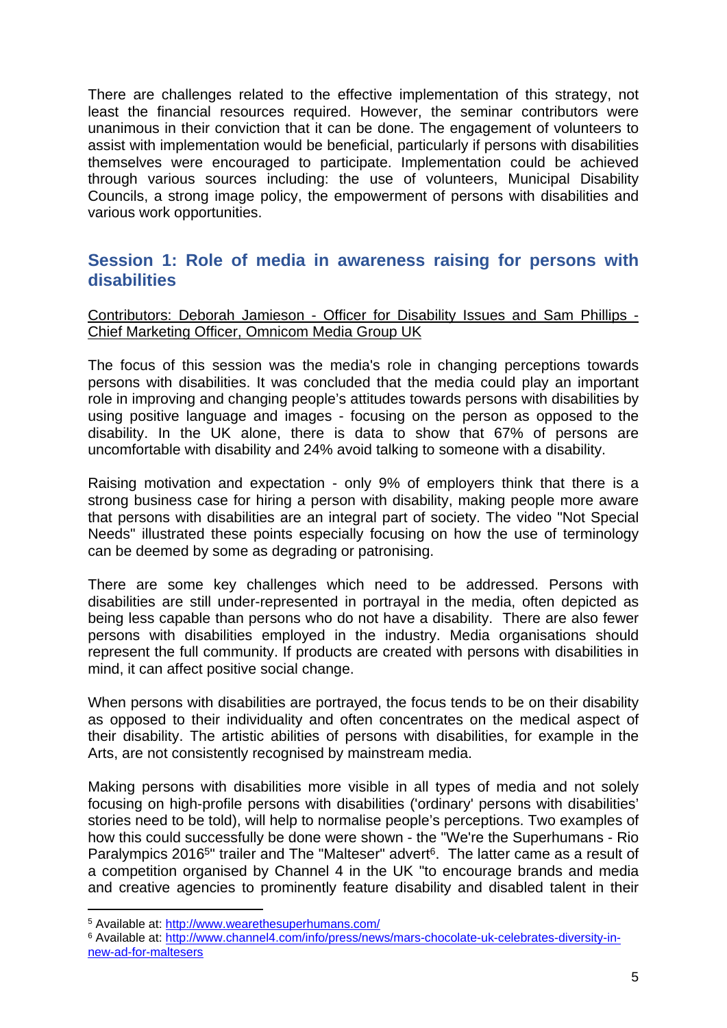There are challenges related to the effective implementation of this strategy, not least the financial resources required. However, the seminar contributors were unanimous in their conviction that it can be done. The engagement of volunteers to assist with implementation would be beneficial, particularly if persons with disabilities themselves were encouraged to participate. Implementation could be achieved through various sources including: the use of volunteers, Municipal Disability Councils, a strong image policy, the empowerment of persons with disabilities and various work opportunities.

## Session 1: Role of media in awareness raising for persons with disabilities

Contributors: Deborah Jamieson - Officer for Disability Issues and Sam Phillips - Chief Marketing Officer, Omnicom Media Group UK

The focus of this session was the media's role in changing perceptions towards persons with disabilities. It was concluded that the media could play an important role in improving and changing people's attitudes towards persons with disabilities by using positive language and images - focusing on the person as opposed to the disability. In the UK alone, there is data to show that 67% of persons are uncomfortable with disability and 24% avoid talking to someone with a disability.

Raising motivation and expectation - only 9% of employers think that there is a strong business case for hiring a person with disability, making people more aware that persons with disabilities are an integral part of society. The video "Not Special Needs" illustrated these points especially focusing on how the use of terminology can be deemed by some as degrading or patronising.

There are some key challenges which need to be addressed. Persons with disabilities are still under-represented in portrayal in the media, often depicted as being less capable than persons who do not have a disability. There are also fewer persons with disabilities employed in the industry. Media organisations should represent the full community. If products are created with persons with disabilities in mind, it can affect positive social change.

When persons with disabilities are portrayed, the focus tends to be on their disability as opposed to their individuality and often concentrates on the medical aspect of their disability. The artistic abilities of persons with disabilities, for example in the Arts, are not consistently recognised by mainstream media.

Making persons with disabilities more visible in all types of media and not solely focusing on high-profile persons with disabilities ('ordinary' persons with disabilities' stories need to be told), will help to normalise people's perceptions. Two examples of how this could successfully be done were shown - the "We're the Superhumans - Rio Paralympics 2016[5]" trailer and The "Malteser" advert[6]. The latter came as a result of a competition organised by Channel 4 in the UK "to encourage brands and media and creative agencies to prominently feature disability and disabled talent in their

---

[5] Available at: http://www.wearethesuperhumans.com/

[6] Available at: http://www.channel4.com/info/press/news/mars-chocolate-uk-celebrates-diversity-in-new-ad-for-maltesers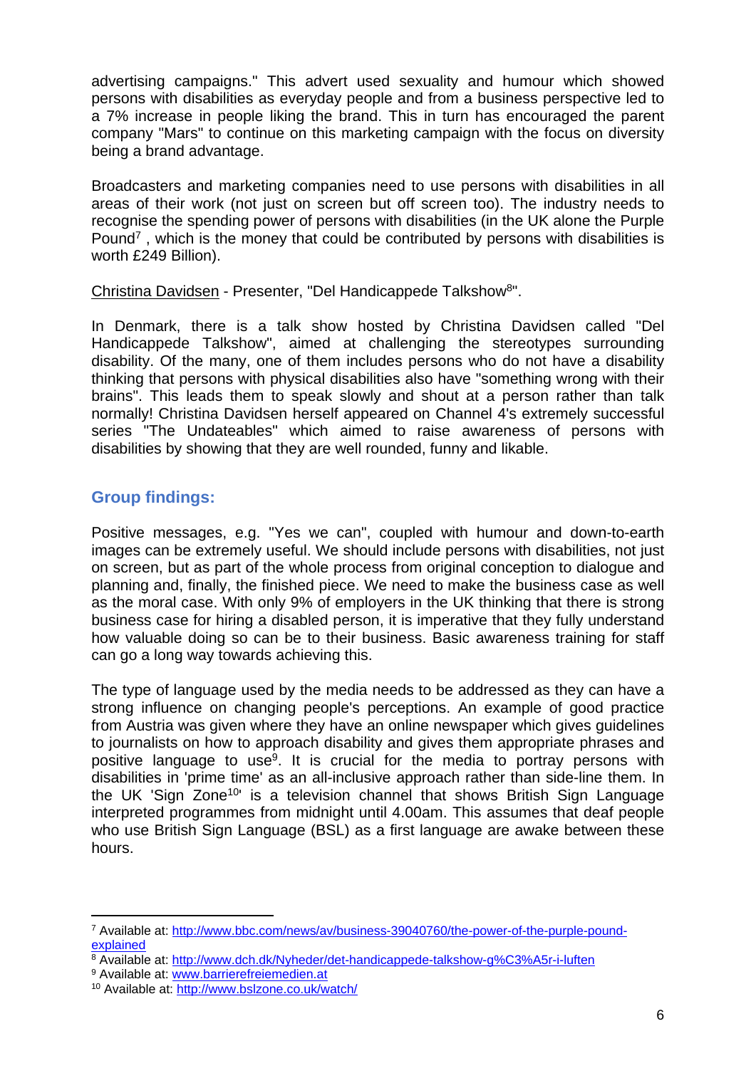advertising campaigns." This advert used sexuality and humour which showed persons with disabilities as everyday people and from a business perspective led to a 7% increase in people liking the brand. This in turn has encouraged the parent company "Mars" to continue on this marketing campaign with the focus on diversity being a brand advantage.

Broadcasters and marketing companies need to use persons with disabilities in all areas of their work (not just on screen but off screen too). The industry needs to recognise the spending power of persons with disabilities (in the UK alone the Purple Pound[7] , which is the money that could be contributed by persons with disabilities is worth £249 Billion).

Christina Davidsen - Presenter, "Del Handicappede Talkshow[8]".

In Denmark, there is a talk show hosted by Christina Davidsen called "Del Handicappede Talkshow", aimed at challenging the stereotypes surrounding disability. Of the many, one of them includes persons who do not have a disability thinking that persons with physical disabilities also have "something wrong with their brains". This leads them to speak slowly and shout at a person rather than talk normally! Christina Davidsen herself appeared on Channel 4's extremely successful series "The Undateables" which aimed to raise awareness of persons with disabilities by showing that they are well rounded, funny and likable.

## Group findings:

Positive messages, e.g. "Yes we can", coupled with humour and down-to-earth images can be extremely useful. We should include persons with disabilities, not just on screen, but as part of the whole process from original conception to dialogue and planning and, finally, the finished piece. We need to make the business case as well as the moral case. With only 9% of employers in the UK thinking that there is strong business case for hiring a disabled person, it is imperative that they fully understand how valuable doing so can be to their business. Basic awareness training for staff can go a long way towards achieving this.

The type of language used by the media needs to be addressed as they can have a strong influence on changing people's perceptions. An example of good practice from Austria was given where they have an online newspaper which gives guidelines to journalists on how to approach disability and gives them appropriate phrases and positive language to use[9]. It is crucial for the media to portray persons with disabilities in 'prime time' as an all-inclusive approach rather than side-line them. In the UK 'Sign Zone[10]' is a television channel that shows British Sign Language interpreted programmes from midnight until 4.00am. This assumes that deaf people who use British Sign Language (BSL) as a first language are awake between these hours.

---

[7] Available at: http://www.bbc.com/news/av/business-39040760/the-power-of-the-purple-pound-explained

[8] Available at: http://www.dch.dk/Nyheder/det-handicappede-talkshow-g%C3%A5r-i-luften

[9] Available at: www.barrierefreiemedien.at

[10] Available at: http://www.bslzone.co.uk/watch/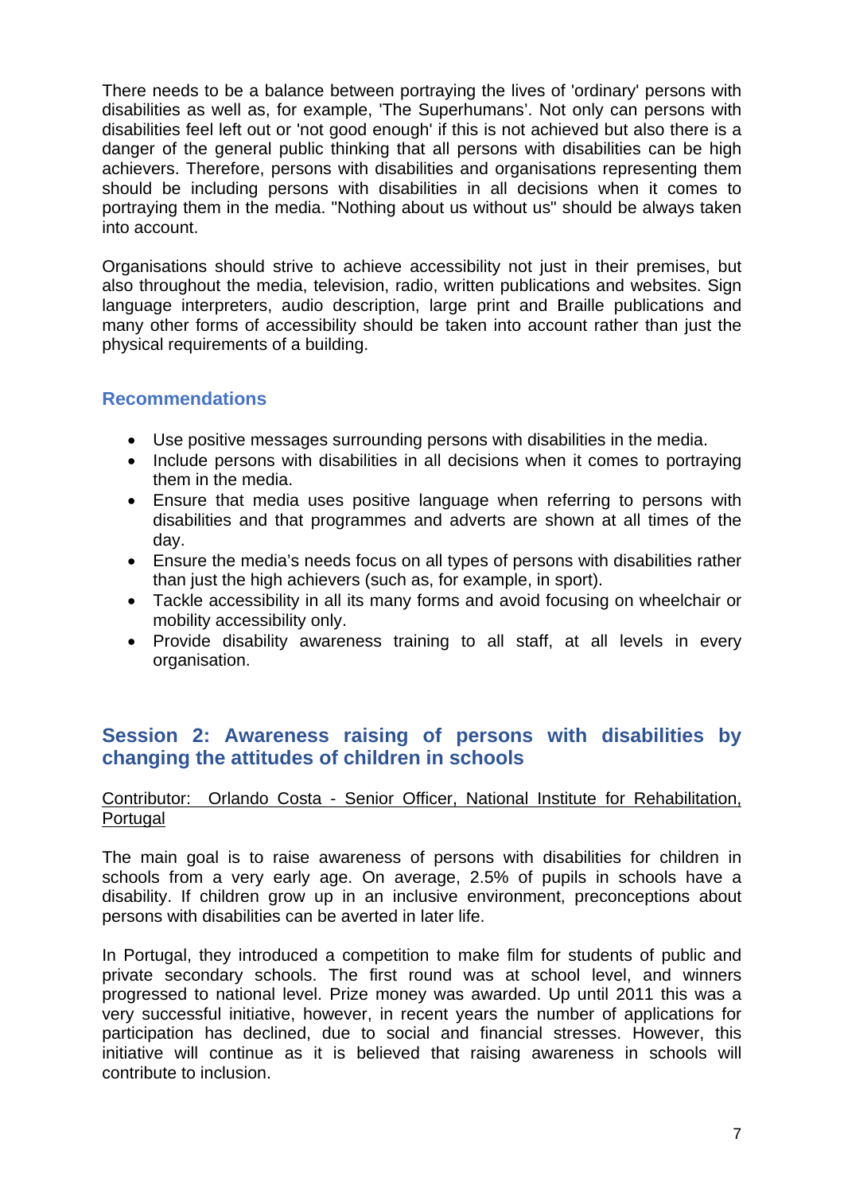There needs to be a balance between portraying the lives of 'ordinary' persons with disabilities as well as, for example, 'The Superhumans'. Not only can persons with disabilities feel left out or 'not good enough' if this is not achieved but also there is a danger of the general public thinking that all persons with disabilities can be high achievers. Therefore, persons with disabilities and organisations representing them should be including persons with disabilities in all decisions when it comes to portraying them in the media. "Nothing about us without us" should be always taken into account.

Organisations should strive to achieve accessibility not just in their premises, but also throughout the media, television, radio, written publications and websites. Sign language interpreters, audio description, large print and Braille publications and many other forms of accessibility should be taken into account rather than just the physical requirements of a building.

### Recommendations

- Use positive messages surrounding persons with disabilities in the media.
- Include persons with disabilities in all decisions when it comes to portraying them in the media.
- Ensure that media uses positive language when referring to persons with disabilities and that programmes and adverts are shown at all times of the day.
- Ensure the media's needs focus on all types of persons with disabilities rather than just the high achievers (such as, for example, in sport).
- Tackle accessibility in all its many forms and avoid focusing on wheelchair or mobility accessibility only.
- Provide disability awareness training to all staff, at all levels in every organisation.

## Session 2: Awareness raising of persons with disabilities by changing the attitudes of children in schools

Contributor: Orlando Costa - Senior Officer, National Institute for Rehabilitation, Portugal

The main goal is to raise awareness of persons with disabilities for children in schools from a very early age. On average, 2.5% of pupils in schools have a disability. If children grow up in an inclusive environment, preconceptions about persons with disabilities can be averted in later life.

In Portugal, they introduced a competition to make film for students of public and private secondary schools. The first round was at school level, and winners progressed to national level. Prize money was awarded. Up until 2011 this was a very successful initiative, however, in recent years the number of applications for participation has declined, due to social and financial stresses. However, this initiative will continue as it is believed that raising awareness in schools will contribute to inclusion.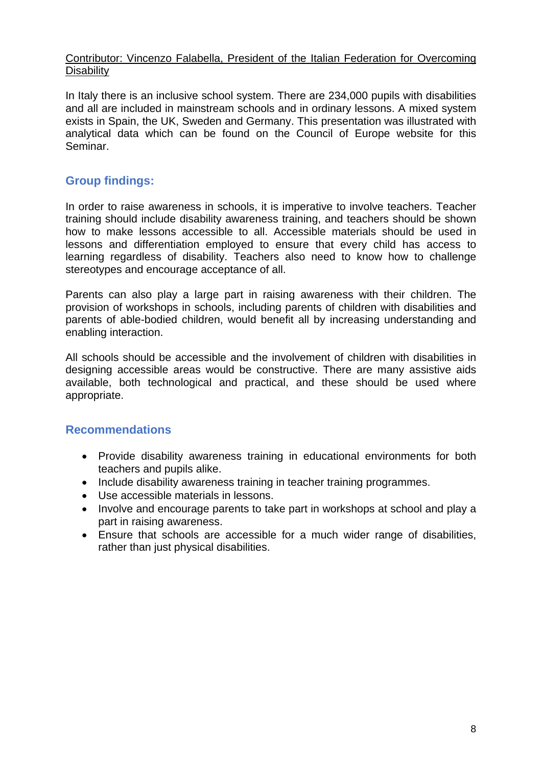<u>Contributor: Vincenzo Falabella, President of the Italian Federation for Overcoming Disability</u>

In Italy there is an inclusive school system. There are 234,000 pupils with disabilities and all are included in mainstream schools and in ordinary lessons. A mixed system exists in Spain, the UK, Sweden and Germany. This presentation was illustrated with analytical data which can be found on the Council of Europe website for this Seminar.

## Group findings:

In order to raise awareness in schools, it is imperative to involve teachers. Teacher training should include disability awareness training, and teachers should be shown how to make lessons accessible to all. Accessible materials should be used in lessons and differentiation employed to ensure that every child has access to learning regardless of disability. Teachers also need to know how to challenge stereotypes and encourage acceptance of all.

Parents can also play a large part in raising awareness with their children. The provision of workshops in schools, including parents of children with disabilities and parents of able-bodied children, would benefit all by increasing understanding and enabling interaction.

All schools should be accessible and the involvement of children with disabilities in designing accessible areas would be constructive. There are many assistive aids available, both technological and practical, and these should be used where appropriate.

## Recommendations

- Provide disability awareness training in educational environments for both teachers and pupils alike.
- Include disability awareness training in teacher training programmes.
- Use accessible materials in lessons.
- Involve and encourage parents to take part in workshops at school and play a part in raising awareness.
- Ensure that schools are accessible for a much wider range of disabilities, rather than just physical disabilities.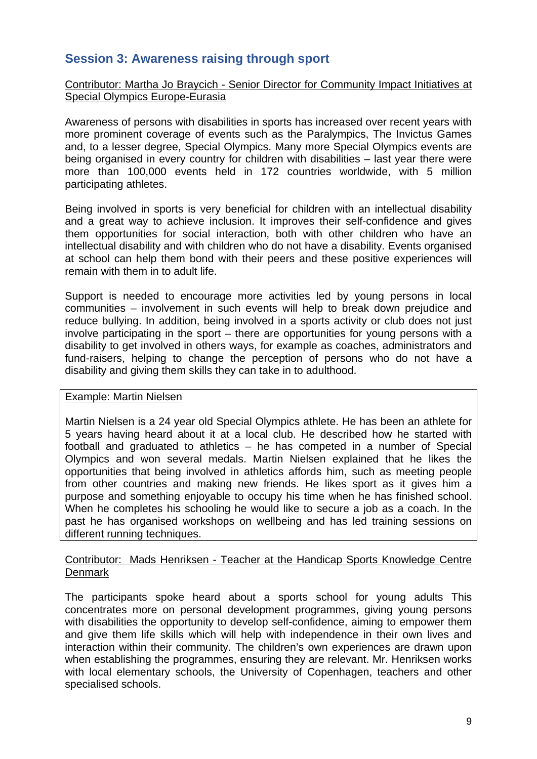## Session 3: Awareness raising through sport

Contributor: Martha Jo Braycich - Senior Director for Community Impact Initiatives at Special Olympics Europe-Eurasia

Awareness of persons with disabilities in sports has increased over recent years with more prominent coverage of events such as the Paralympics, The Invictus Games and, to a lesser degree, Special Olympics. Many more Special Olympics events are being organised in every country for children with disabilities – last year there were more than 100,000 events held in 172 countries worldwide, with 5 million participating athletes.

Being involved in sports is very beneficial for children with an intellectual disability and a great way to achieve inclusion. It improves their self-confidence and gives them opportunities for social interaction, both with other children who have an intellectual disability and with children who do not have a disability. Events organised at school can help them bond with their peers and these positive experiences will remain with them in to adult life.

Support is needed to encourage more activities led by young persons in local communities – involvement in such events will help to break down prejudice and reduce bullying. In addition, being involved in a sports activity or club does not just involve participating in the sport – there are opportunities for young persons with a disability to get involved in others ways, for example as coaches, administrators and fund-raisers, helping to change the perception of persons who do not have a disability and giving them skills they can take in to adulthood.

> Example: Martin Nielsen
>
> Martin Nielsen is a 24 year old Special Olympics athlete. He has been an athlete for 5 years having heard about it at a local club. He described how he started with football and graduated to athletics – he has competed in a number of Special Olympics and won several medals. Martin Nielsen explained that he likes the opportunities that being involved in athletics affords him, such as meeting people from other countries and making new friends. He likes sport as it gives him a purpose and something enjoyable to occupy his time when he has finished school. When he completes his schooling he would like to secure a job as a coach. In the past he has organised workshops on wellbeing and has led training sessions on different running techniques.

Contributor: Mads Henriksen - Teacher at the Handicap Sports Knowledge Centre Denmark

The participants spoke heard about a sports school for young adults This concentrates more on personal development programmes, giving young persons with disabilities the opportunity to develop self-confidence, aiming to empower them and give them life skills which will help with independence in their own lives and interaction within their community. The children's own experiences are drawn upon when establishing the programmes, ensuring they are relevant. Mr. Henriksen works with local elementary schools, the University of Copenhagen, teachers and other specialised schools.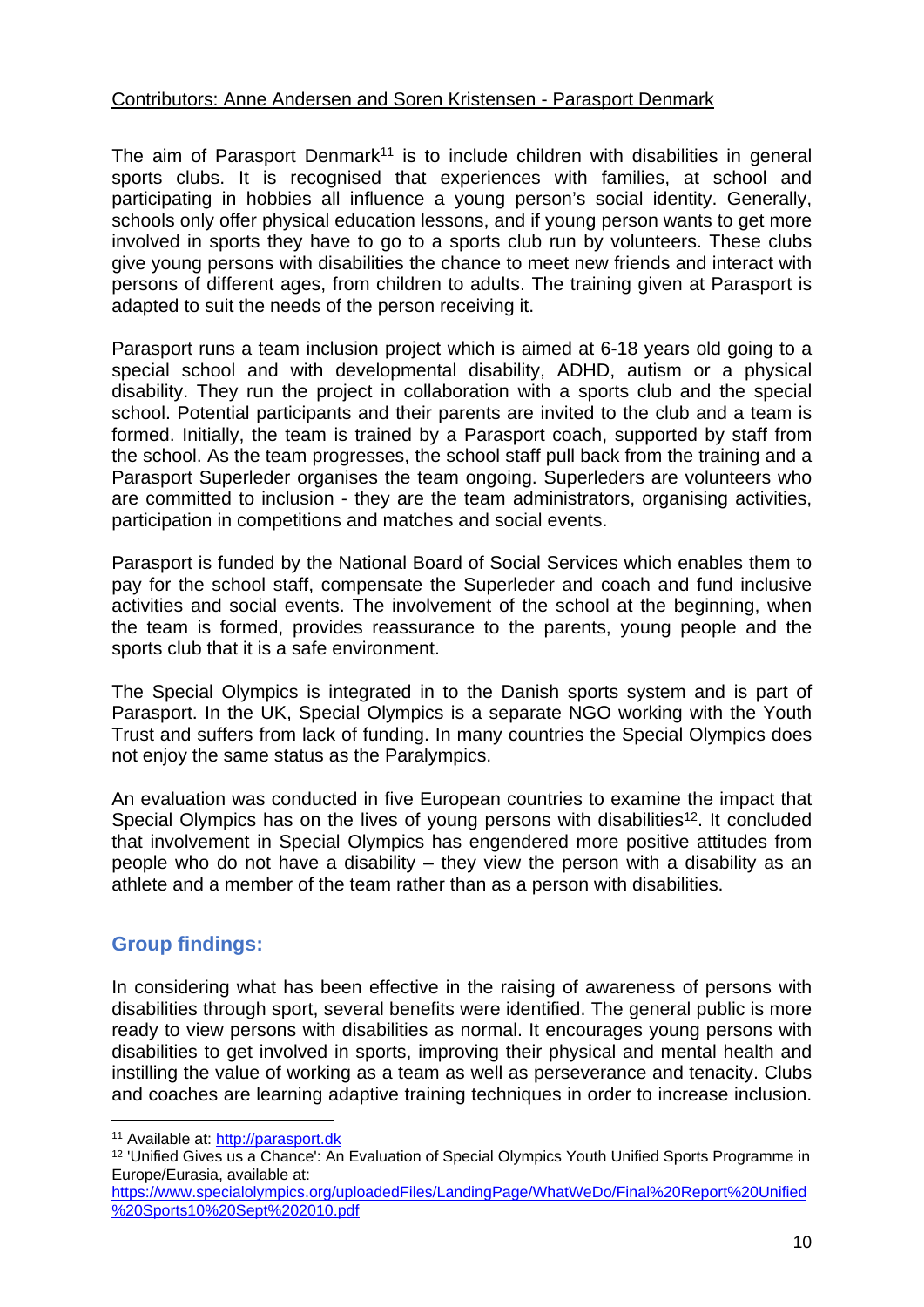Contributors: Anne Andersen and Soren Kristensen - Parasport Denmark

The aim of Parasport Denmark[11] is to include children with disabilities in general sports clubs. It is recognised that experiences with families, at school and participating in hobbies all influence a young person's social identity. Generally, schools only offer physical education lessons, and if young person wants to get more involved in sports they have to go to a sports club run by volunteers. These clubs give young persons with disabilities the chance to meet new friends and interact with persons of different ages, from children to adults. The training given at Parasport is adapted to suit the needs of the person receiving it.

Parasport runs a team inclusion project which is aimed at 6-18 years old going to a special school and with developmental disability, ADHD, autism or a physical disability. They run the project in collaboration with a sports club and the special school. Potential participants and their parents are invited to the club and a team is formed. Initially, the team is trained by a Parasport coach, supported by staff from the school. As the team progresses, the school staff pull back from the training and a Parasport Superleder organises the team ongoing. Superleders are volunteers who are committed to inclusion - they are the team administrators, organising activities, participation in competitions and matches and social events.

Parasport is funded by the National Board of Social Services which enables them to pay for the school staff, compensate the Superleder and coach and fund inclusive activities and social events. The involvement of the school at the beginning, when the team is formed, provides reassurance to the parents, young people and the sports club that it is a safe environment.

The Special Olympics is integrated in to the Danish sports system and is part of Parasport. In the UK, Special Olympics is a separate NGO working with the Youth Trust and suffers from lack of funding. In many countries the Special Olympics does not enjoy the same status as the Paralympics.

An evaluation was conducted in five European countries to examine the impact that Special Olympics has on the lives of young persons with disabilities[12]. It concluded that involvement in Special Olympics has engendered more positive attitudes from people who do not have a disability – they view the person with a disability as an athlete and a member of the team rather than as a person with disabilities.

## Group findings:

In considering what has been effective in the raising of awareness of persons with disabilities through sport, several benefits were identified. The general public is more ready to view persons with disabilities as normal. It encourages young persons with disabilities to get involved in sports, improving their physical and mental health and instilling the value of working as a team as well as perseverance and tenacity. Clubs and coaches are learning adaptive training techniques in order to increase inclusion.

---

[11] Available at: http://parasport.dk

[12] 'Unified Gives us a Chance': An Evaluation of Special Olympics Youth Unified Sports Programme in Europe/Eurasia, available at: https://www.specialolympics.org/uploadedFiles/LandingPage/WhatWeDo/Final%20Report%20Unified%20Sports10%20Sept%202010.pdf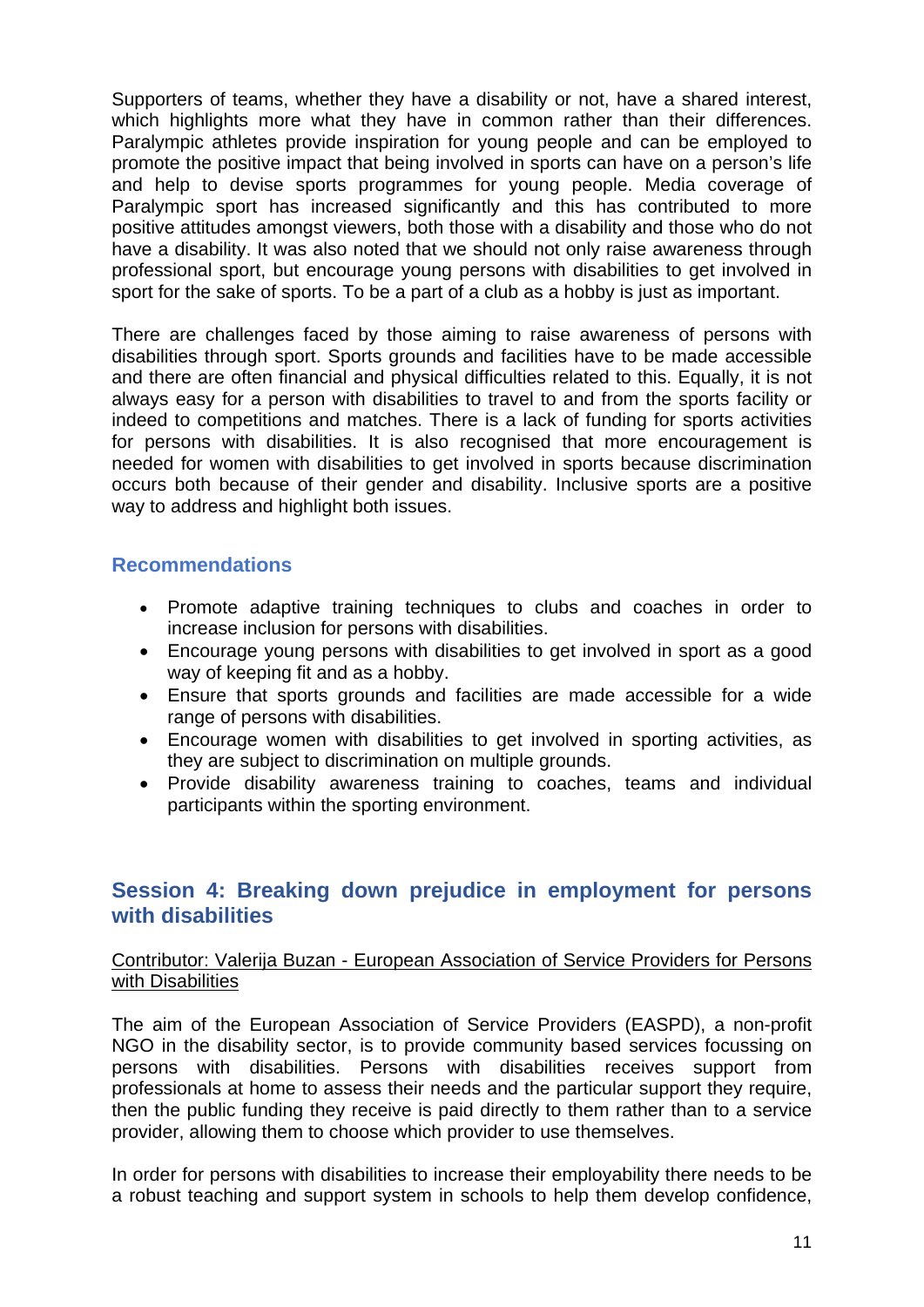Supporters of teams, whether they have a disability or not, have a shared interest, which highlights more what they have in common rather than their differences. Paralympic athletes provide inspiration for young people and can be employed to promote the positive impact that being involved in sports can have on a person's life and help to devise sports programmes for young people. Media coverage of Paralympic sport has increased significantly and this has contributed to more positive attitudes amongst viewers, both those with a disability and those who do not have a disability. It was also noted that we should not only raise awareness through professional sport, but encourage young persons with disabilities to get involved in sport for the sake of sports. To be a part of a club as a hobby is just as important.

There are challenges faced by those aiming to raise awareness of persons with disabilities through sport. Sports grounds and facilities have to be made accessible and there are often financial and physical difficulties related to this. Equally, it is not always easy for a person with disabilities to travel to and from the sports facility or indeed to competitions and matches. There is a lack of funding for sports activities for persons with disabilities. It is also recognised that more encouragement is needed for women with disabilities to get involved in sports because discrimination occurs both because of their gender and disability. Inclusive sports are a positive way to address and highlight both issues.

### Recommendations

- Promote adaptive training techniques to clubs and coaches in order to increase inclusion for persons with disabilities.
- Encourage young persons with disabilities to get involved in sport as a good way of keeping fit and as a hobby.
- Ensure that sports grounds and facilities are made accessible for a wide range of persons with disabilities.
- Encourage women with disabilities to get involved in sporting activities, as they are subject to discrimination on multiple grounds.
- Provide disability awareness training to coaches, teams and individual participants within the sporting environment.

## Session 4: Breaking down prejudice in employment for persons with disabilities

Contributor: Valerija Buzan - European Association of Service Providers for Persons with Disabilities

The aim of the European Association of Service Providers (EASPD), a non-profit NGO in the disability sector, is to provide community based services focussing on persons with disabilities. Persons with disabilities receives support from professionals at home to assess their needs and the particular support they require, then the public funding they receive is paid directly to them rather than to a service provider, allowing them to choose which provider to use themselves.

In order for persons with disabilities to increase their employability there needs to be a robust teaching and support system in schools to help them develop confidence,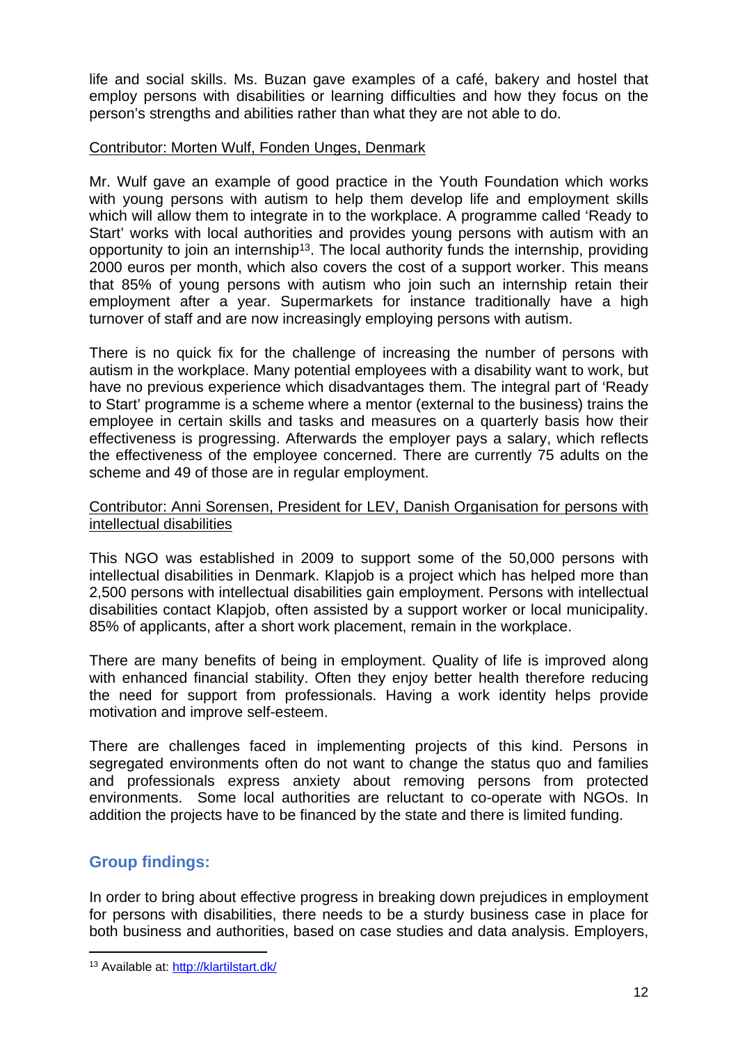life and social skills. Ms. Buzan gave examples of a café, bakery and hostel that employ persons with disabilities or learning difficulties and how they focus on the person's strengths and abilities rather than what they are not able to do.

Contributor: Morten Wulf, Fonden Unges, Denmark

Mr. Wulf gave an example of good practice in the Youth Foundation which works with young persons with autism to help them develop life and employment skills which will allow them to integrate in to the workplace. A programme called 'Ready to Start' works with local authorities and provides young persons with autism with an opportunity to join an internship[13]. The local authority funds the internship, providing 2000 euros per month, which also covers the cost of a support worker. This means that 85% of young persons with autism who join such an internship retain their employment after a year. Supermarkets for instance traditionally have a high turnover of staff and are now increasingly employing persons with autism.

There is no quick fix for the challenge of increasing the number of persons with autism in the workplace. Many potential employees with a disability want to work, but have no previous experience which disadvantages them. The integral part of 'Ready to Start' programme is a scheme where a mentor (external to the business) trains the employee in certain skills and tasks and measures on a quarterly basis how their effectiveness is progressing. Afterwards the employer pays a salary, which reflects the effectiveness of the employee concerned. There are currently 75 adults on the scheme and 49 of those are in regular employment.

Contributor: Anni Sorensen, President for LEV, Danish Organisation for persons with intellectual disabilities

This NGO was established in 2009 to support some of the 50,000 persons with intellectual disabilities in Denmark. Klapjob is a project which has helped more than 2,500 persons with intellectual disabilities gain employment. Persons with intellectual disabilities contact Klapjob, often assisted by a support worker or local municipality. 85% of applicants, after a short work placement, remain in the workplace.

There are many benefits of being in employment. Quality of life is improved along with enhanced financial stability. Often they enjoy better health therefore reducing the need for support from professionals. Having a work identity helps provide motivation and improve self-esteem.

There are challenges faced in implementing projects of this kind. Persons in segregated environments often do not want to change the status quo and families and professionals express anxiety about removing persons from protected environments. Some local authorities are reluctant to co-operate with NGOs. In addition the projects have to be financed by the state and there is limited funding.

## Group findings:

In order to bring about effective progress in breaking down prejudices in employment for persons with disabilities, there needs to be a sturdy business case in place for both business and authorities, based on case studies and data analysis. Employers,

[13] Available at: http://klartilstart.dk/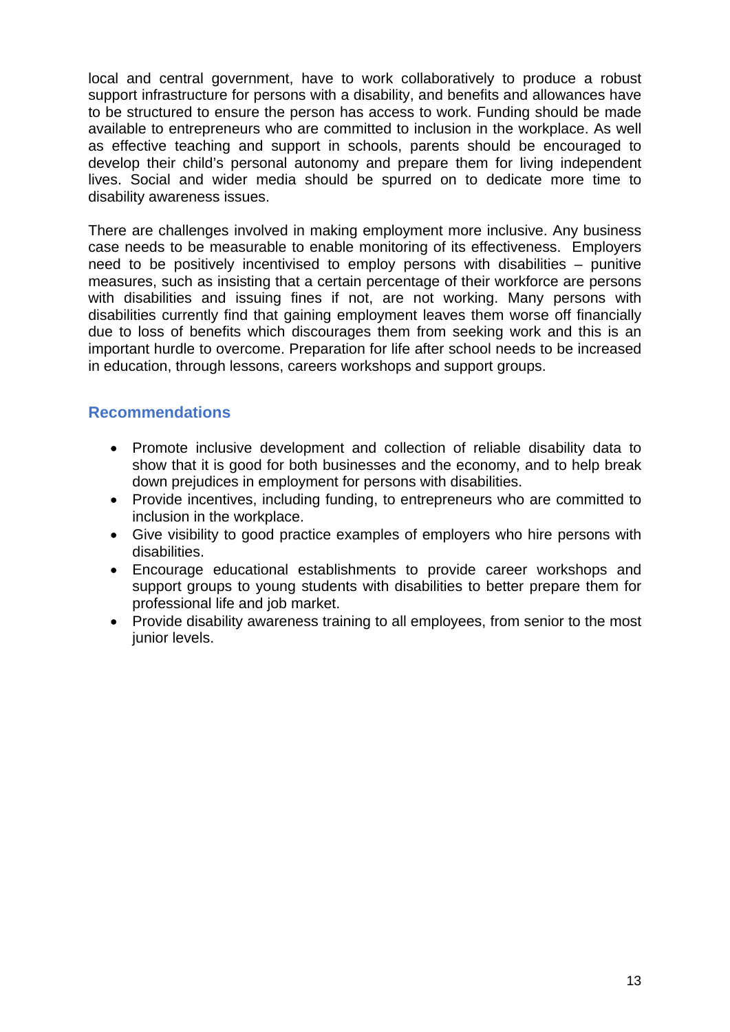local and central government, have to work collaboratively to produce a robust support infrastructure for persons with a disability, and benefits and allowances have to be structured to ensure the person has access to work. Funding should be made available to entrepreneurs who are committed to inclusion in the workplace. As well as effective teaching and support in schools, parents should be encouraged to develop their child's personal autonomy and prepare them for living independent lives. Social and wider media should be spurred on to dedicate more time to disability awareness issues.

There are challenges involved in making employment more inclusive. Any business case needs to be measurable to enable monitoring of its effectiveness. Employers need to be positively incentivised to employ persons with disabilities – punitive measures, such as insisting that a certain percentage of their workforce are persons with disabilities and issuing fines if not, are not working. Many persons with disabilities currently find that gaining employment leaves them worse off financially due to loss of benefits which discourages them from seeking work and this is an important hurdle to overcome. Preparation for life after school needs to be increased in education, through lessons, careers workshops and support groups.

## Recommendations

- Promote inclusive development and collection of reliable disability data to show that it is good for both businesses and the economy, and to help break down prejudices in employment for persons with disabilities.
- Provide incentives, including funding, to entrepreneurs who are committed to inclusion in the workplace.
- Give visibility to good practice examples of employers who hire persons with disabilities.
- Encourage educational establishments to provide career workshops and support groups to young students with disabilities to better prepare them for professional life and job market.
- Provide disability awareness training to all employees, from senior to the most junior levels.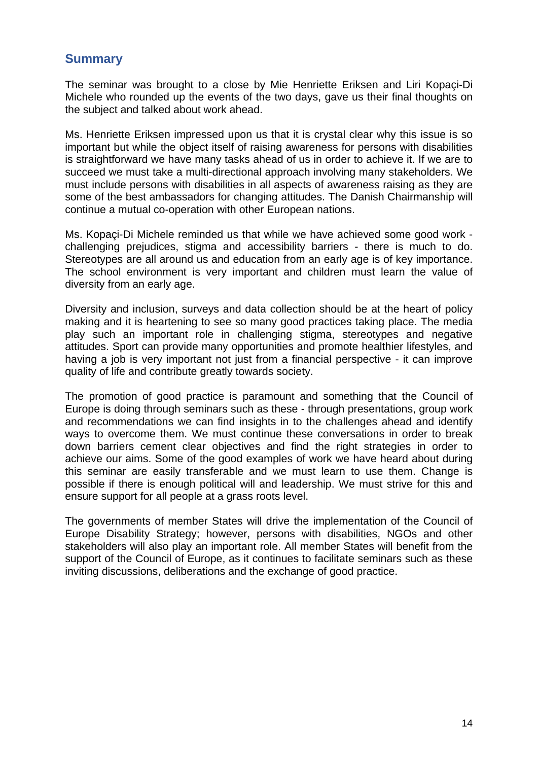## Summary

The seminar was brought to a close by Mie Henriette Eriksen and Liri Kopaçi-Di Michele who rounded up the events of the two days, gave us their final thoughts on the subject and talked about work ahead.

Ms. Henriette Eriksen impressed upon us that it is crystal clear why this issue is so important but while the object itself of raising awareness for persons with disabilities is straightforward we have many tasks ahead of us in order to achieve it. If we are to succeed we must take a multi-directional approach involving many stakeholders. We must include persons with disabilities in all aspects of awareness raising as they are some of the best ambassadors for changing attitudes. The Danish Chairmanship will continue a mutual co-operation with other European nations.

Ms. Kopaçi-Di Michele reminded us that while we have achieved some good work - challenging prejudices, stigma and accessibility barriers - there is much to do. Stereotypes are all around us and education from an early age is of key importance. The school environment is very important and children must learn the value of diversity from an early age.

Diversity and inclusion, surveys and data collection should be at the heart of policy making and it is heartening to see so many good practices taking place. The media play such an important role in challenging stigma, stereotypes and negative attitudes. Sport can provide many opportunities and promote healthier lifestyles, and having a job is very important not just from a financial perspective - it can improve quality of life and contribute greatly towards society.

The promotion of good practice is paramount and something that the Council of Europe is doing through seminars such as these - through presentations, group work and recommendations we can find insights in to the challenges ahead and identify ways to overcome them. We must continue these conversations in order to break down barriers cement clear objectives and find the right strategies in order to achieve our aims. Some of the good examples of work we have heard about during this seminar are easily transferable and we must learn to use them. Change is possible if there is enough political will and leadership. We must strive for this and ensure support for all people at a grass roots level.

The governments of member States will drive the implementation of the Council of Europe Disability Strategy; however, persons with disabilities, NGOs and other stakeholders will also play an important role. All member States will benefit from the support of the Council of Europe, as it continues to facilitate seminars such as these inviting discussions, deliberations and the exchange of good practice.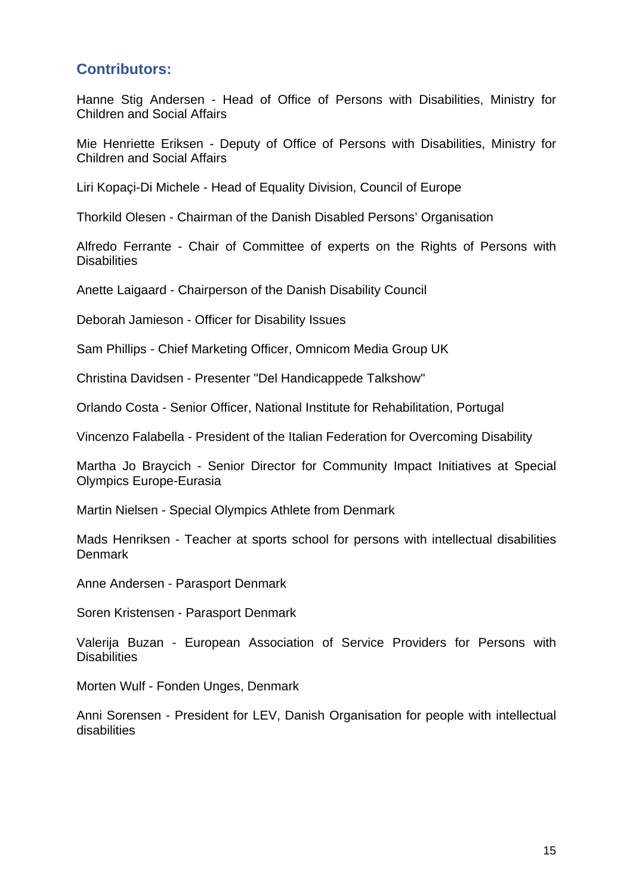## Contributors:

Hanne Stig Andersen - Head of Office of Persons with Disabilities, Ministry for Children and Social Affairs

Mie Henriette Eriksen - Deputy of Office of Persons with Disabilities, Ministry for Children and Social Affairs

Liri Kopaçi-Di Michele - Head of Equality Division, Council of Europe

Thorkild Olesen - Chairman of the Danish Disabled Persons' Organisation

Alfredo Ferrante - Chair of Committee of experts on the Rights of Persons with Disabilities

Anette Laigaard - Chairperson of the Danish Disability Council

Deborah Jamieson - Officer for Disability Issues

Sam Phillips - Chief Marketing Officer, Omnicom Media Group UK

Christina Davidsen - Presenter "Del Handicappede Talkshow"

Orlando Costa - Senior Officer, National Institute for Rehabilitation, Portugal

Vincenzo Falabella - President of the Italian Federation for Overcoming Disability

Martha Jo Braycich - Senior Director for Community Impact Initiatives at Special Olympics Europe-Eurasia

Martin Nielsen - Special Olympics Athlete from Denmark

Mads Henriksen - Teacher at sports school for persons with intellectual disabilities Denmark

Anne Andersen - Parasport Denmark

Soren Kristensen - Parasport Denmark

Valerija Buzan - European Association of Service Providers for Persons with Disabilities

Morten Wulf - Fonden Unges, Denmark

Anni Sorensen - President for LEV, Danish Organisation for people with intellectual disabilities